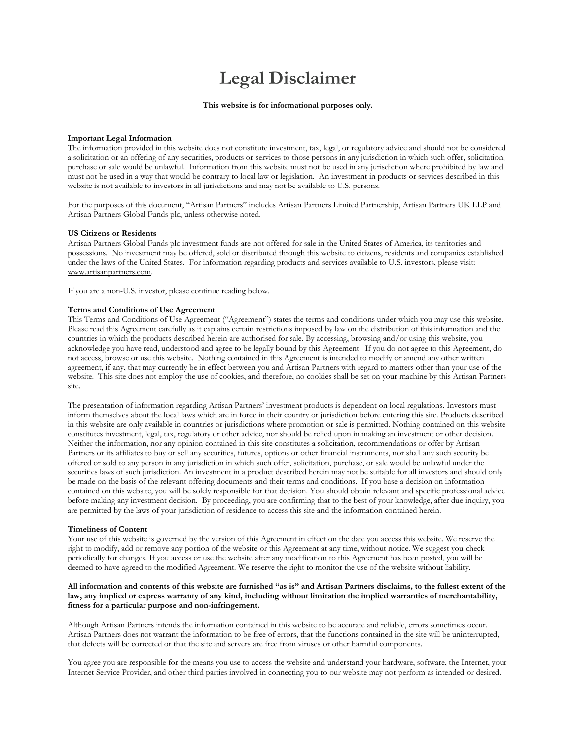# Legal Disclaimer

**This website is for informational purposes only.**

**Important Legal Information**
The information provided in this website does not constitute investment, tax, legal, or regulatory advice and should not be considered a solicitation or an offering of any securities, products or services to those persons in any jurisdiction in which such offer, solicitation, purchase or sale would be unlawful. Information from this website must not be used in any jurisdiction where prohibited by law and must not be used in a way that would be contrary to local law or legislation. An investment in products or services described in this website is not available to investors in all jurisdictions and may not be available to U.S. persons.

For the purposes of this document, "Artisan Partners" includes Artisan Partners Limited Partnership, Artisan Partners UK LLP and Artisan Partners Global Funds plc, unless otherwise noted.

**US Citizens or Residents**
Artisan Partners Global Funds plc investment funds are not offered for sale in the United States of America, its territories and possessions. No investment may be offered, sold or distributed through this website to citizens, residents and companies established under the laws of the United States. For information regarding products and services available to U.S. investors, please visit: www.artisanpartners.com.

If you are a non-U.S. investor, please continue reading below.

**Terms and Conditions of Use Agreement**
This Terms and Conditions of Use Agreement ("Agreement") states the terms and conditions under which you may use this website. Please read this Agreement carefully as it explains certain restrictions imposed by law on the distribution of this information and the countries in which the products described herein are authorised for sale. By accessing, browsing and/or using this website, you acknowledge you have read, understood and agree to be legally bound by this Agreement. If you do not agree to this Agreement, do not access, browse or use this website. Nothing contained in this Agreement is intended to modify or amend any other written agreement, if any, that may currently be in effect between you and Artisan Partners with regard to matters other than your use of the website. This site does not employ the use of cookies, and therefore, no cookies shall be set on your machine by this Artisan Partners site.

The presentation of information regarding Artisan Partners' investment products is dependent on local regulations. Investors must inform themselves about the local laws which are in force in their country or jurisdiction before entering this site. Products described in this website are only available in countries or jurisdictions where promotion or sale is permitted. Nothing contained on this website constitutes investment, legal, tax, regulatory or other advice, nor should be relied upon in making an investment or other decision. Neither the information, nor any opinion contained in this site constitutes a solicitation, recommendations or offer by Artisan Partners or its affiliates to buy or sell any securities, futures, options or other financial instruments, nor shall any such security be offered or sold to any person in any jurisdiction in which such offer, solicitation, purchase, or sale would be unlawful under the securities laws of such jurisdiction. An investment in a product described herein may not be suitable for all investors and should only be made on the basis of the relevant offering documents and their terms and conditions. If you base a decision on information contained on this website, you will be solely responsible for that decision. You should obtain relevant and specific professional advice before making any investment decision. By proceeding, you are confirming that to the best of your knowledge, after due inquiry, you are permitted by the laws of your jurisdiction of residence to access this site and the information contained herein.

**Timeliness of Content**
Your use of this website is governed by the version of this Agreement in effect on the date you access this website. We reserve the right to modify, add or remove any portion of the website or this Agreement at any time, without notice. We suggest you check periodically for changes. If you access or use the website after any modification to this Agreement has been posted, you will be deemed to have agreed to the modified Agreement. We reserve the right to monitor the use of the website without liability.

**All information and contents of this website are furnished "as is" and Artisan Partners disclaims, to the fullest extent of the law, any implied or express warranty of any kind, including without limitation the implied warranties of merchantability, fitness for a particular purpose and non-infringement.**

Although Artisan Partners intends the information contained in this website to be accurate and reliable, errors sometimes occur. Artisan Partners does not warrant the information to be free of errors, that the functions contained in the site will be uninterrupted, that defects will be corrected or that the site and servers are free from viruses or other harmful components.

You agree you are responsible for the means you use to access the website and understand your hardware, software, the Internet, your Internet Service Provider, and other third parties involved in connecting you to our website may not perform as intended or desired.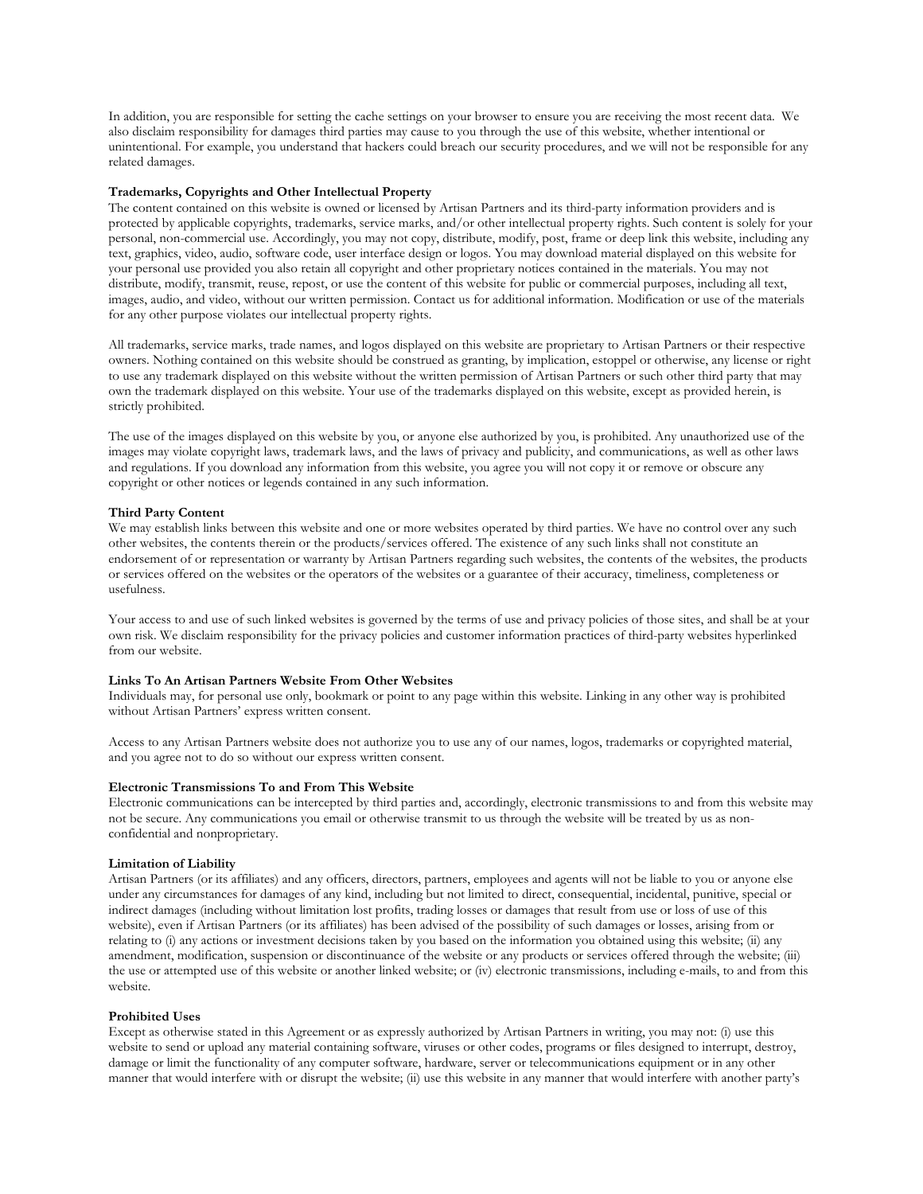In addition, you are responsible for setting the cache settings on your browser to ensure you are receiving the most recent data. We also disclaim responsibility for damages third parties may cause to you through the use of this website, whether intentional or unintentional. For example, you understand that hackers could breach our security procedures, and we will not be responsible for any related damages.

**Trademarks, Copyrights and Other Intellectual Property**

The content contained on this website is owned or licensed by Artisan Partners and its third-party information providers and is protected by applicable copyrights, trademarks, service marks, and/or other intellectual property rights. Such content is solely for your personal, non-commercial use. Accordingly, you may not copy, distribute, modify, post, frame or deep link this website, including any text, graphics, video, audio, software code, user interface design or logos. You may download material displayed on this website for your personal use provided you also retain all copyright and other proprietary notices contained in the materials. You may not distribute, modify, transmit, reuse, repost, or use the content of this website for public or commercial purposes, including all text, images, audio, and video, without our written permission. Contact us for additional information. Modification or use of the materials for any other purpose violates our intellectual property rights.

All trademarks, service marks, trade names, and logos displayed on this website are proprietary to Artisan Partners or their respective owners. Nothing contained on this website should be construed as granting, by implication, estoppel or otherwise, any license or right to use any trademark displayed on this website without the written permission of Artisan Partners or such other third party that may own the trademark displayed on this website. Your use of the trademarks displayed on this website, except as provided herein, is strictly prohibited.

The use of the images displayed on this website by you, or anyone else authorized by you, is prohibited. Any unauthorized use of the images may violate copyright laws, trademark laws, and the laws of privacy and publicity, and communications, as well as other laws and regulations. If you download any information from this website, you agree you will not copy it or remove or obscure any copyright or other notices or legends contained in any such information.

**Third Party Content**

We may establish links between this website and one or more websites operated by third parties. We have no control over any such other websites, the contents therein or the products/services offered. The existence of any such links shall not constitute an endorsement of or representation or warranty by Artisan Partners regarding such websites, the contents of the websites, the products or services offered on the websites or the operators of the websites or a guarantee of their accuracy, timeliness, completeness or usefulness.

Your access to and use of such linked websites is governed by the terms of use and privacy policies of those sites, and shall be at your own risk. We disclaim responsibility for the privacy policies and customer information practices of third-party websites hyperlinked from our website.

**Links To An Artisan Partners Website From Other Websites**

Individuals may, for personal use only, bookmark or point to any page within this website. Linking in any other way is prohibited without Artisan Partners' express written consent.

Access to any Artisan Partners website does not authorize you to use any of our names, logos, trademarks or copyrighted material, and you agree not to do so without our express written consent.

**Electronic Transmissions To and From This Website**

Electronic communications can be intercepted by third parties and, accordingly, electronic transmissions to and from this website may not be secure. Any communications you email or otherwise transmit to us through the website will be treated by us as non-confidential and nonproprietary.

**Limitation of Liability**

Artisan Partners (or its affiliates) and any officers, directors, partners, employees and agents will not be liable to you or anyone else under any circumstances for damages of any kind, including but not limited to direct, consequential, incidental, punitive, special or indirect damages (including without limitation lost profits, trading losses or damages that result from use or loss of use of this website), even if Artisan Partners (or its affiliates) has been advised of the possibility of such damages or losses, arising from or relating to (i) any actions or investment decisions taken by you based on the information you obtained using this website; (ii) any amendment, modification, suspension or discontinuance of the website or any products or services offered through the website; (iii) the use or attempted use of this website or another linked website; or (iv) electronic transmissions, including e-mails, to and from this website.

**Prohibited Uses**

Except as otherwise stated in this Agreement or as expressly authorized by Artisan Partners in writing, you may not: (i) use this website to send or upload any material containing software, viruses or other codes, programs or files designed to interrupt, destroy, damage or limit the functionality of any computer software, hardware, server or telecommunications equipment or in any other manner that would interfere with or disrupt the website; (ii) use this website in any manner that would interfere with another party's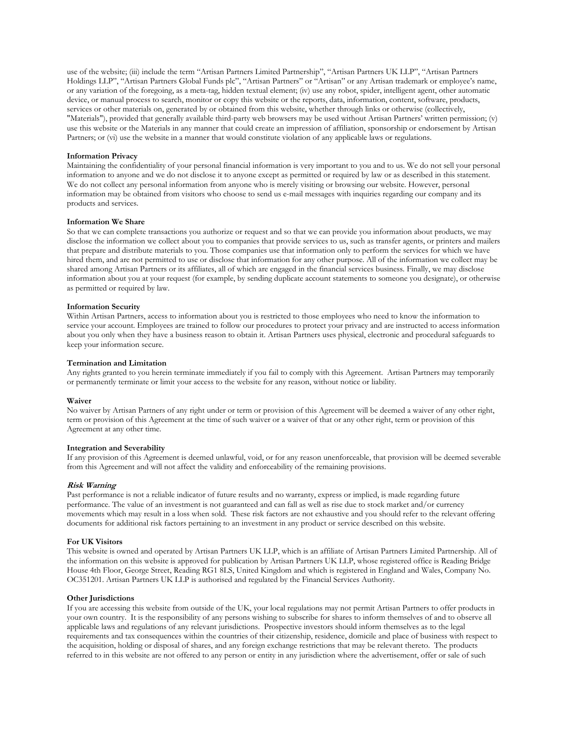use of the website; (iii) include the term "Artisan Partners Limited Partnership", "Artisan Partners UK LLP", "Artisan Partners Holdings LLP", "Artisan Partners Global Funds plc", "Artisan Partners" or "Artisan" or any Artisan trademark or employee's name, or any variation of the foregoing, as a meta-tag, hidden textual element; (iv) use any robot, spider, intelligent agent, other automatic device, or manual process to search, monitor or copy this website or the reports, data, information, content, software, products, services or other materials on, generated by or obtained from this website, whether through links or otherwise (collectively, "Materials"), provided that generally available third-party web browsers may be used without Artisan Partners' written permission; (v) use this website or the Materials in any manner that could create an impression of affiliation, sponsorship or endorsement by Artisan Partners; or (vi) use the website in a manner that would constitute violation of any applicable laws or regulations.

**Information Privacy**
Maintaining the confidentiality of your personal financial information is very important to you and to us. We do not sell your personal information to anyone and we do not disclose it to anyone except as permitted or required by law or as described in this statement. We do not collect any personal information from anyone who is merely visiting or browsing our website. However, personal information may be obtained from visitors who choose to send us e-mail messages with inquiries regarding our company and its products and services.

**Information We Share**
So that we can complete transactions you authorize or request and so that we can provide you information about products, we may disclose the information we collect about you to companies that provide services to us, such as transfer agents, or printers and mailers that prepare and distribute materials to you. Those companies use that information only to perform the services for which we have hired them, and are not permitted to use or disclose that information for any other purpose. All of the information we collect may be shared among Artisan Partners or its affiliates, all of which are engaged in the financial services business. Finally, we may disclose information about you at your request (for example, by sending duplicate account statements to someone you designate), or otherwise as permitted or required by law.

**Information Security**
Within Artisan Partners, access to information about you is restricted to those employees who need to know the information to service your account. Employees are trained to follow our procedures to protect your privacy and are instructed to access information about you only when they have a business reason to obtain it. Artisan Partners uses physical, electronic and procedural safeguards to keep your information secure.

**Termination and Limitation**
Any rights granted to you herein terminate immediately if you fail to comply with this Agreement. Artisan Partners may temporarily or permanently terminate or limit your access to the website for any reason, without notice or liability.

**Waiver**
No waiver by Artisan Partners of any right under or term or provision of this Agreement will be deemed a waiver of any other right, term or provision of this Agreement at the time of such waiver or a waiver of that or any other right, term or provision of this Agreement at any other time.

**Integration and Severability**
If any provision of this Agreement is deemed unlawful, void, or for any reason unenforceable, that provision will be deemed severable from this Agreement and will not affect the validity and enforceability of the remaining provisions.

***Risk Warning***
Past performance is not a reliable indicator of future results and no warranty, express or implied, is made regarding future performance. The value of an investment is not guaranteed and can fall as well as rise due to stock market and/or currency movements which may result in a loss when sold. These risk factors are not exhaustive and you should refer to the relevant offering documents for additional risk factors pertaining to an investment in any product or service described on this website.

**For UK Visitors**
This website is owned and operated by Artisan Partners UK LLP, which is an affiliate of Artisan Partners Limited Partnership. All of the information on this website is approved for publication by Artisan Partners UK LLP, whose registered office is Reading Bridge House 4th Floor, George Street, Reading RG1 8LS, United Kingdom and which is registered in England and Wales, Company No. OC351201. Artisan Partners UK LLP is authorised and regulated by the Financial Services Authority.

**Other Jurisdictions**
If you are accessing this website from outside of the UK, your local regulations may not permit Artisan Partners to offer products in your own country. It is the responsibility of any persons wishing to subscribe for shares to inform themselves of and to observe all applicable laws and regulations of any relevant jurisdictions. Prospective investors should inform themselves as to the legal requirements and tax consequences within the countries of their citizenship, residence, domicile and place of business with respect to the acquisition, holding or disposal of shares, and any foreign exchange restrictions that may be relevant thereto. The products referred to in this website are not offered to any person or entity in any jurisdiction where the advertisement, offer or sale of such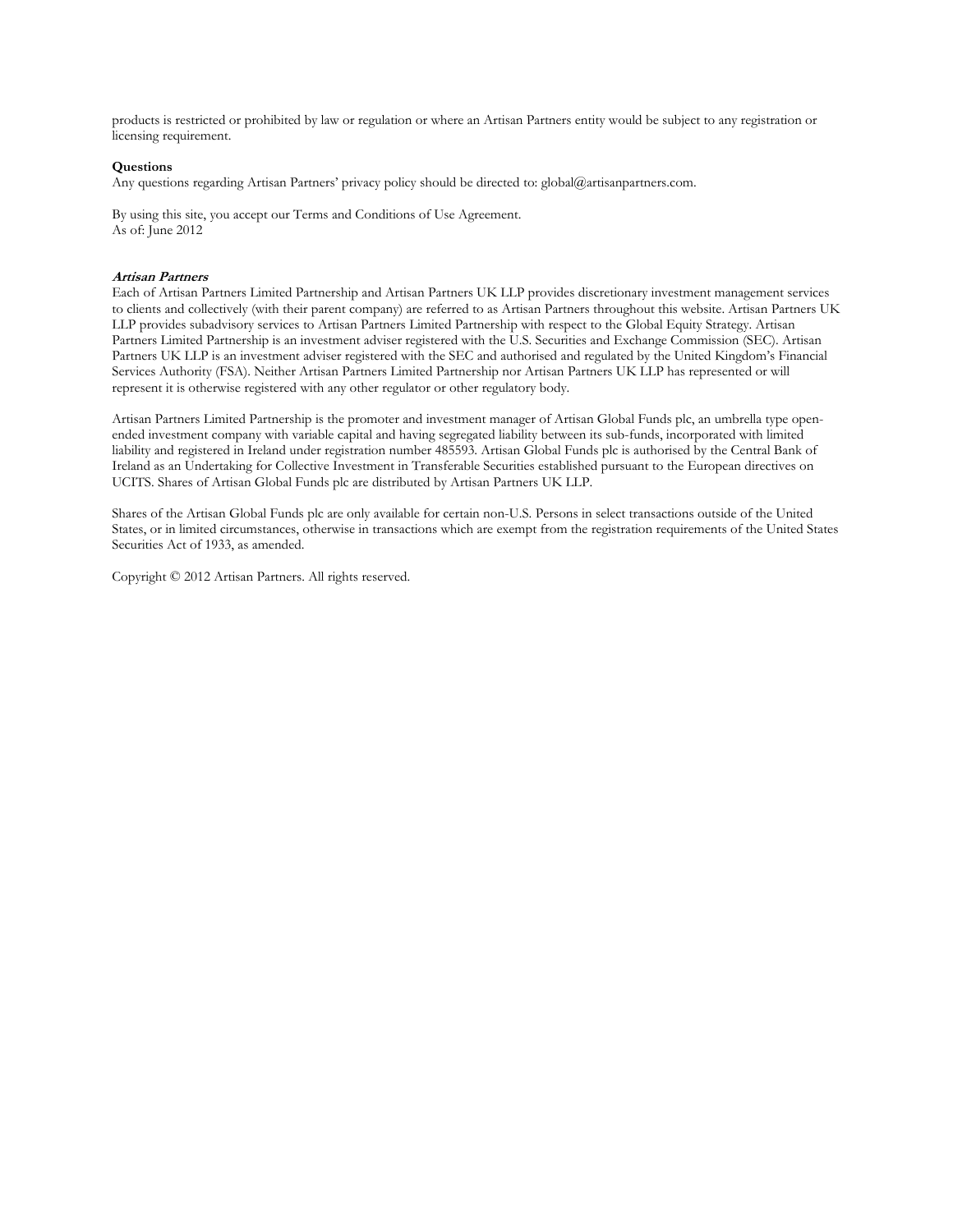products is restricted or prohibited by law or regulation or where an Artisan Partners entity would be subject to any registration or licensing requirement.

**Questions**
Any questions regarding Artisan Partners' privacy policy should be directed to: global@artisanpartners.com.

By using this site, you accept our Terms and Conditions of Use Agreement.
As of: June 2012

***Artisan Partners***
Each of Artisan Partners Limited Partnership and Artisan Partners UK LLP provides discretionary investment management services to clients and collectively (with their parent company) are referred to as Artisan Partners throughout this website. Artisan Partners UK LLP provides subadvisory services to Artisan Partners Limited Partnership with respect to the Global Equity Strategy. Artisan Partners Limited Partnership is an investment adviser registered with the U.S. Securities and Exchange Commission (SEC). Artisan Partners UK LLP is an investment adviser registered with the SEC and authorised and regulated by the United Kingdom's Financial Services Authority (FSA). Neither Artisan Partners Limited Partnership nor Artisan Partners UK LLP has represented or will represent it is otherwise registered with any other regulator or other regulatory body.

Artisan Partners Limited Partnership is the promoter and investment manager of Artisan Global Funds plc, an umbrella type open-ended investment company with variable capital and having segregated liability between its sub-funds, incorporated with limited liability and registered in Ireland under registration number 485593. Artisan Global Funds plc is authorised by the Central Bank of Ireland as an Undertaking for Collective Investment in Transferable Securities established pursuant to the European directives on UCITS. Shares of Artisan Global Funds plc are distributed by Artisan Partners UK LLP.

Shares of the Artisan Global Funds plc are only available for certain non-U.S. Persons in select transactions outside of the United States, or in limited circumstances, otherwise in transactions which are exempt from the registration requirements of the United States Securities Act of 1933, as amended.

Copyright © 2012 Artisan Partners. All rights reserved.